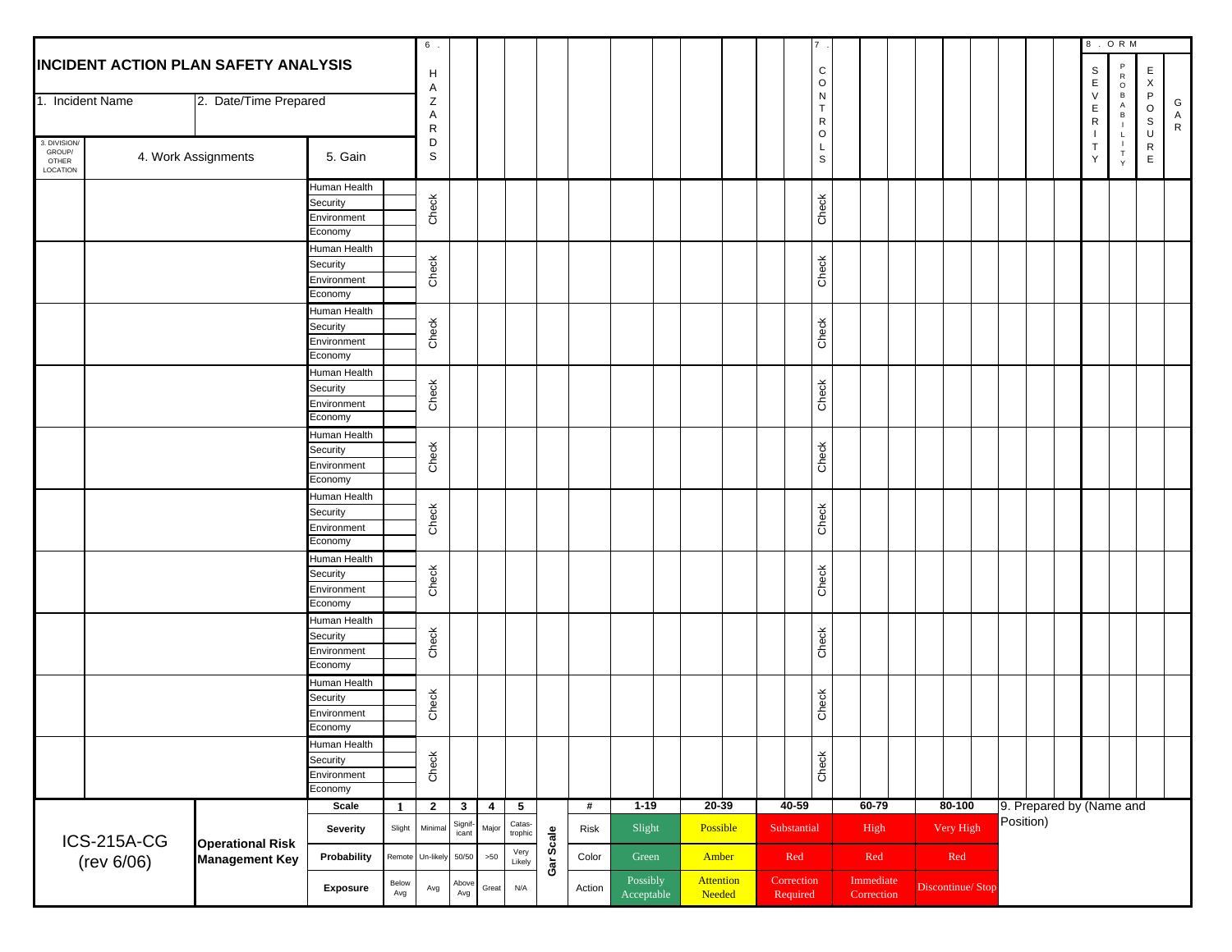# INCIDENT ACTION PLAN SAFETY ANALYSIS

| 1. Incident Name | 2. Date/Time Prepared |
|---|---|
| | |

| 3. DIVISION/ GROUP/ OTHER LOCATION | 4. Work Assignments | 5. Gain | | 6. HAZARDS | 7. CONTROLS | 8. ORM SEVERITY | PROBABILITY | EXPOSURE | GAR |
|---|---|---|---|---|---|---|---|---|---|
| | | Human Health | | Check | Check | | | | |
| | | Security | | | | | | | |
| | | Environment | | | | | | | |
| | | Economy | | | | | | | |
| | | Human Health | | Check | Check | | | | |
| | | Security | | | | | | | |
| | | Environment | | | | | | | |
| | | Economy | | | | | | | |
| | | Human Health | | Check | Check | | | | |
| | | Security | | | | | | | |
| | | Environment | | | | | | | |
| | | Economy | | | | | | | |
| | | Human Health | | Check | Check | | | | |
| | | Security | | | | | | | |
| | | Environment | | | | | | | |
| | | Economy | | | | | | | |
| | | Human Health | | Check | Check | | | | |
| | | Security | | | | | | | |
| | | Environment | | | | | | | |
| | | Economy | | | | | | | |
| | | Human Health | | Check | Check | | | | |
| | | Security | | | | | | | |
| | | Environment | | | | | | | |
| | | Economy | | | | | | | |
| | | Human Health | | Check | Check | | | | |
| | | Security | | | | | | | |
| | | Environment | | | | | | | |
| | | Economy | | | | | | | |
| | | Human Health | | Check | Check | | | | |
| | | Security | | | | | | | |
| | | Environment | | | | | | | |
| | | Economy | | | | | | | |
| | | Human Health | | Check | Check | | | | |
| | | Security | | | | | | | |
| | | Environment | | | | | | | |
| | | Economy | | | | | | | |
| | | Human Health | | Check | Check | | | | |
| | | Security | | | | | | | |
| | | Environment | | | | | | | |
| | | Economy | | | | | | | |

**Operational Risk Management Key**

| Scale | 1 | 2 | 3 | 4 | 5 |
|---|---|---|---|---|---|
| Severity | Slight | Minimal | Significant | Major | Catastrophic |
| Probability | Remote | Un-likely | 50/50 | >50 | Very Likely |
| Exposure | Below Avg | Avg | Above Avg | Great | N/A |

**Gar Scale**

| # | 1-19 | 20-39 | 40-59 | 60-79 | 80-100 |
|---|---|---|---|---|---|
| Risk | Slight | Possible | Substantial | High | Very High |
| Color | Green | Amber | Red | Red | Red |
| Action | Possibly Acceptable | Attention Needed | Correction Required | Immediate Correction | Discontinue/ Stop |

9. Prepared by (Name and Position)

ICS-215A-CG (rev 6/06)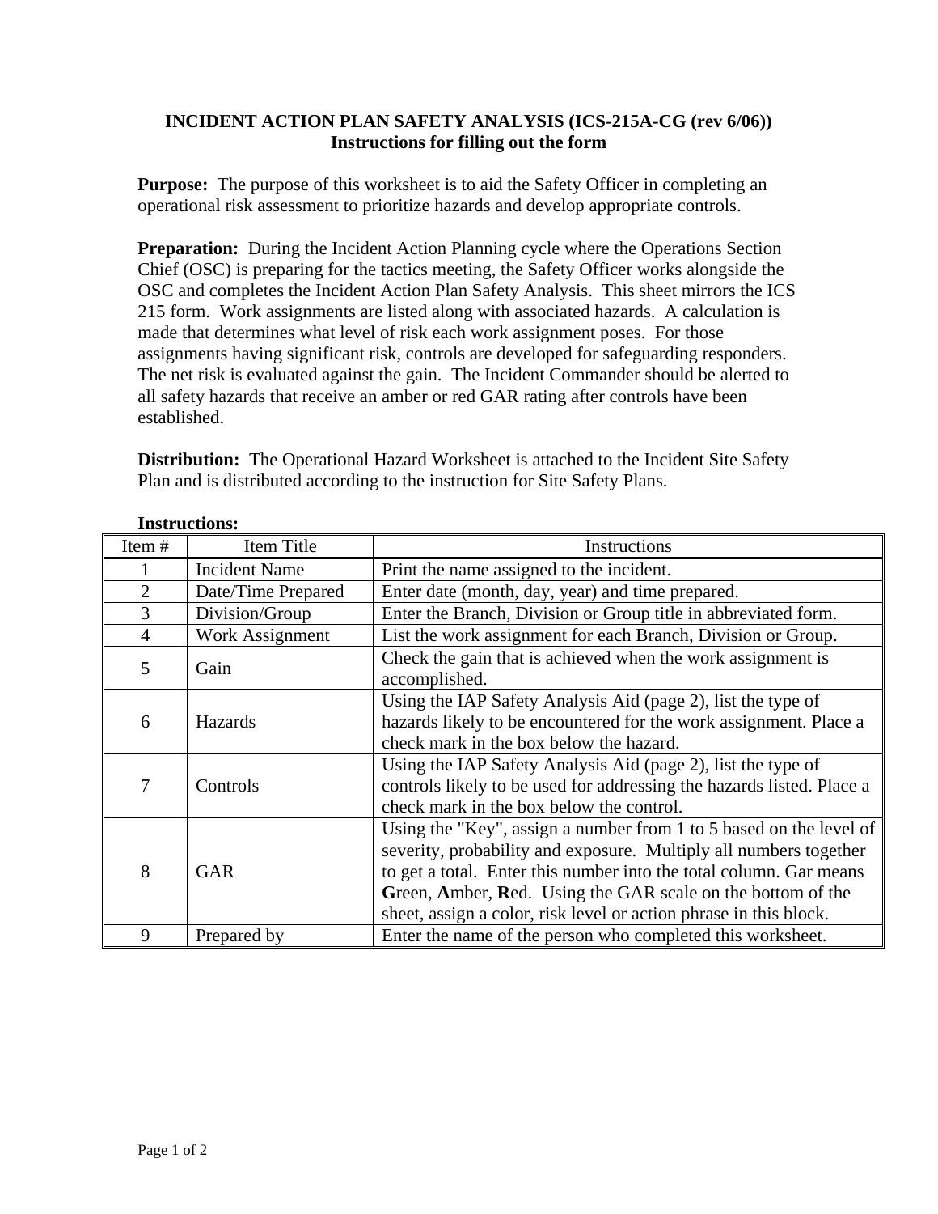# INCIDENT ACTION PLAN SAFETY ANALYSIS (ICS-215A-CG (rev 6/06))
## Instructions for filling out the form

**Purpose:** The purpose of this worksheet is to aid the Safety Officer in completing an operational risk assessment to prioritize hazards and develop appropriate controls.

**Preparation:** During the Incident Action Planning cycle where the Operations Section Chief (OSC) is preparing for the tactics meeting, the Safety Officer works alongside the OSC and completes the Incident Action Plan Safety Analysis. This sheet mirrors the ICS 215 form. Work assignments are listed along with associated hazards. A calculation is made that determines what level of risk each work assignment poses. For those assignments having significant risk, controls are developed for safeguarding responders. The net risk is evaluated against the gain. The Incident Commander should be alerted to all safety hazards that receive an amber or red GAR rating after controls have been established.

**Distribution:** The Operational Hazard Worksheet is attached to the Incident Site Safety Plan and is distributed according to the instruction for Site Safety Plans.

**Instructions:**

| Item # | Item Title | Instructions |
|---|---|---|
| 1 | Incident Name | Print the name assigned to the incident. |
| 2 | Date/Time Prepared | Enter date (month, day, year) and time prepared. |
| 3 | Division/Group | Enter the Branch, Division or Group title in abbreviated form. |
| 4 | Work Assignment | List the work assignment for each Branch, Division or Group. |
| 5 | Gain | Check the gain that is achieved when the work assignment is accomplished. |
| 6 | Hazards | Using the IAP Safety Analysis Aid (page 2), list the type of hazards likely to be encountered for the work assignment. Place a check mark in the box below the hazard. |
| 7 | Controls | Using the IAP Safety Analysis Aid (page 2), list the type of controls likely to be used for addressing the hazards listed. Place a check mark in the box below the control. |
| 8 | GAR | Using the "Key", assign a number from 1 to 5 based on the level of severity, probability and exposure. Multiply all numbers together to get a total. Enter this number into the total column. Gar means **G**reen, **A**mber, **R**ed. Using the GAR scale on the bottom of the sheet, assign a color, risk level or action phrase in this block. |
| 9 | Prepared by | Enter the name of the person who completed this worksheet. |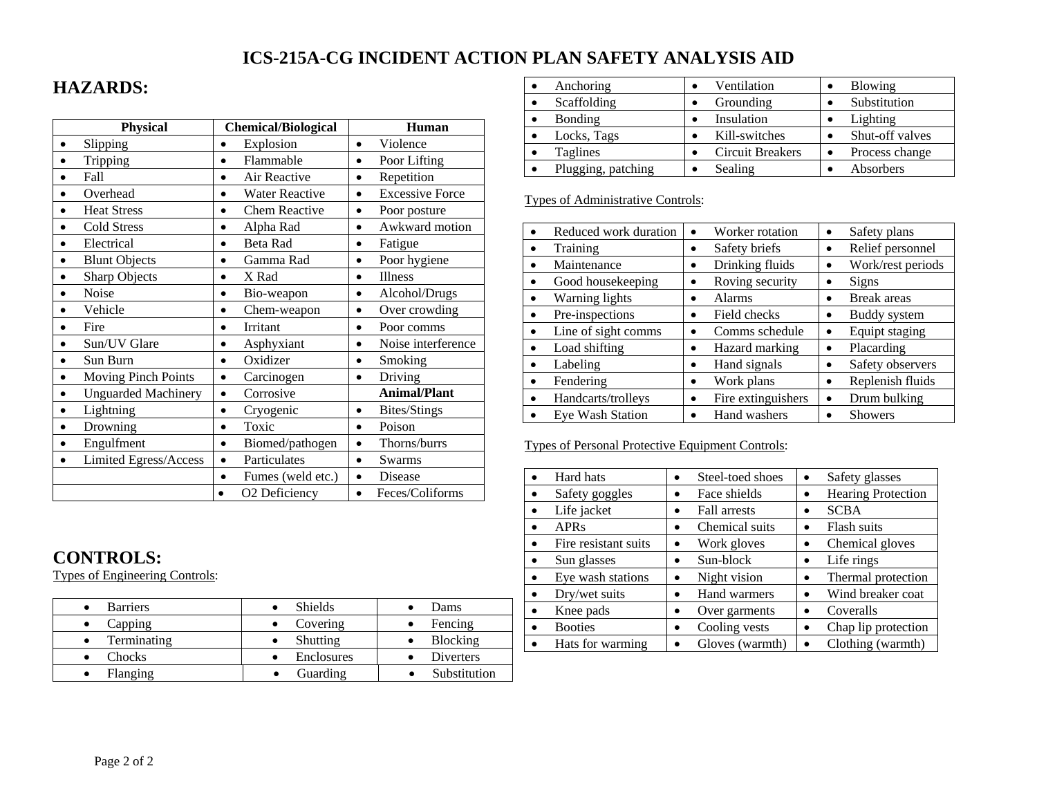# ICS-215A-CG INCIDENT ACTION PLAN SAFETY ANALYSIS AID

## HAZARDS:

| Physical | Chemical/Biological | Human |
|---|---|---|
| • Slipping | • Explosion | • Violence |
| • Tripping | • Flammable | • Poor Lifting |
| • Fall | • Air Reactive | • Repetition |
| • Overhead | • Water Reactive | • Excessive Force |
| • Heat Stress | • Chem Reactive | • Poor posture |
| • Cold Stress | • Alpha Rad | • Awkward motion |
| • Electrical | • Beta Rad | • Fatigue |
| • Blunt Objects | • Gamma Rad | • Poor hygiene |
| • Sharp Objects | • X Rad | • Illness |
| • Noise | • Bio-weapon | • Alcohol/Drugs |
| • Vehicle | • Chem-weapon | • Over crowding |
| • Fire | • Irritant | • Poor comms |
| • Sun/UV Glare | • Asphyxiant | • Noise interference |
| • Sun Burn | • Oxidizer | • Smoking |
| • Moving Pinch Points | • Carcinogen | • Driving |
| • Unguarded Machinery | • Corrosive | **Animal/Plant** |
| • Lightning | • Cryogenic | • Bites/Stings |
| • Drowning | • Toxic | • Poison |
| • Engulfment | • Biomed/pathogen | • Thorns/burrs |
| • Limited Egress/Access | • Particulates | • Swarms |
| | • Fumes (weld etc.) | • Disease |
| | • O2 Deficiency | • Feces/Coliforms |

## CONTROLS:

Types of Engineering Controls:

| | | |
|---|---|---|
| • Barriers | • Shields | • Dams |
| • Capping | • Covering | • Fencing |
| • Terminating | • Shutting | • Blocking |
| • Chocks | • Enclosures | • Diverters |
| • Flanging | • Guarding | • Substitution |
| • Anchoring | • Ventilation | • Blowing |
| • Scaffolding | • Grounding | • Substitution |
| • Bonding | • Insulation | • Lighting |
| • Locks, Tags | • Kill-switches | • Shut-off valves |
| • Taglines | • Circuit Breakers | • Process change |
| • Plugging, patching | • Sealing | • Absorbers |

Types of Administrative Controls:

| | | |
|---|---|---|
| • Reduced work duration | • Worker rotation | • Safety plans |
| • Training | • Safety briefs | • Relief personnel |
| • Maintenance | • Drinking fluids | • Work/rest periods |
| • Good housekeeping | • Roving security | • Signs |
| • Warning lights | • Alarms | • Break areas |
| • Pre-inspections | • Field checks | • Buddy system |
| • Line of sight comms | • Comms schedule | • Equipt staging |
| • Load shifting | • Hazard marking | • Placarding |
| • Labeling | • Hand signals | • Safety observers |
| • Fendering | • Work plans | • Replenish fluids |
| • Handcarts/trolleys | • Fire extinguishers | • Drum bulking |
| • Eye Wash Station | • Hand washers | • Showers |

Types of Personal Protective Equipment Controls:

| | | |
|---|---|---|
| • Hard hats | • Steel-toed shoes | • Safety glasses |
| • Safety goggles | • Face shields | • Hearing Protection |
| • Life jacket | • Fall arrests | • SCBA |
| • APRs | • Chemical suits | • Flash suits |
| • Fire resistant suits | • Work gloves | • Chemical gloves |
| • Sun glasses | • Sun-block | • Life rings |
| • Eye wash stations | • Night vision | • Thermal protection |
| • Dry/wet suits | • Hand warmers | • Wind breaker coat |
| • Knee pads | • Over garments | • Coveralls |
| • Booties | • Cooling vests | • Chap lip protection |
| • Hats for warming | • Gloves (warmth) | • Clothing (warmth) |